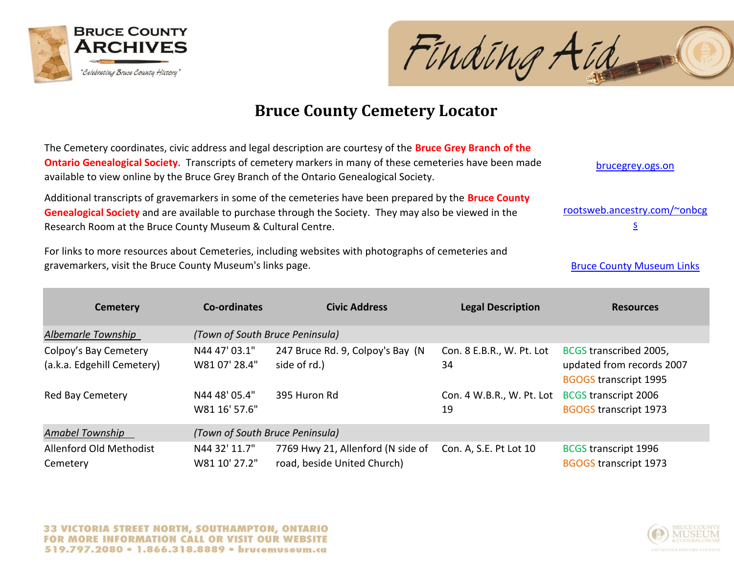# Bruce County Cemetery Locator

The Cemetery coordinates, civic address and legal description are courtesy of the **Bruce Grey Branch of the Ontario Genealogical Society**. Transcripts of cemetery markers in many of these cemeteries have been made available to view online by the Bruce Grey Branch of the Ontario Genealogical Society.

[brucegrey.ogs.on](brucegrey.ogs.on)

Additional transcripts of gravemarkers in some of the cemeteries have been prepared by the **Bruce County Genealogical Society** and are available to purchase through the Society. They may also be viewed in the Research Room at the Bruce County Museum & Cultural Centre.

[rootsweb.ancestry.com/~onbcgs](rootsweb.ancestry.com/~onbcgs)

For links to more resources about Cemeteries, including websites with photographs of cemeteries and gravemarkers, visit the Bruce County Museum's links page.

[Bruce County Museum Links]()

| Cemetery | Co-ordinates | Civic Address | Legal Description | Resources |
|---|---|---|---|---|
| *Albemarle Township* | *(Town of South Bruce Peninsula)* | | | |
| Colpoy's Bay Cemetery (a.k.a. Edgehill Cemetery) | N44 47' 03.1" W81 07' 28.4" | 247 Bruce Rd. 9, Colpoy's Bay (N side of rd.) | Con. 8 E.B.R., W. Pt. Lot 34 | BCGS transcribed 2005, updated from records 2007<br>BGOGS transcript 1995 |
| Red Bay Cemetery | N44 48' 05.4" W81 16' 57.6" | 395 Huron Rd | Con. 4 W.B.R., W. Pt. Lot 19 | BCGS transcript 2006<br>BGOGS transcript 1973 |
| *Amabel Township* | *(Town of South Bruce Peninsula)* | | | |
| Allenford Old Methodist Cemetery | N44 32' 11.7" W81 10' 27.2" | 7769 Hwy 21, Allenford (N side of road, beside United Church) | Con. A, S.E. Pt Lot 10 | BCGS transcript 1996<br>BGOGS transcript 1973 |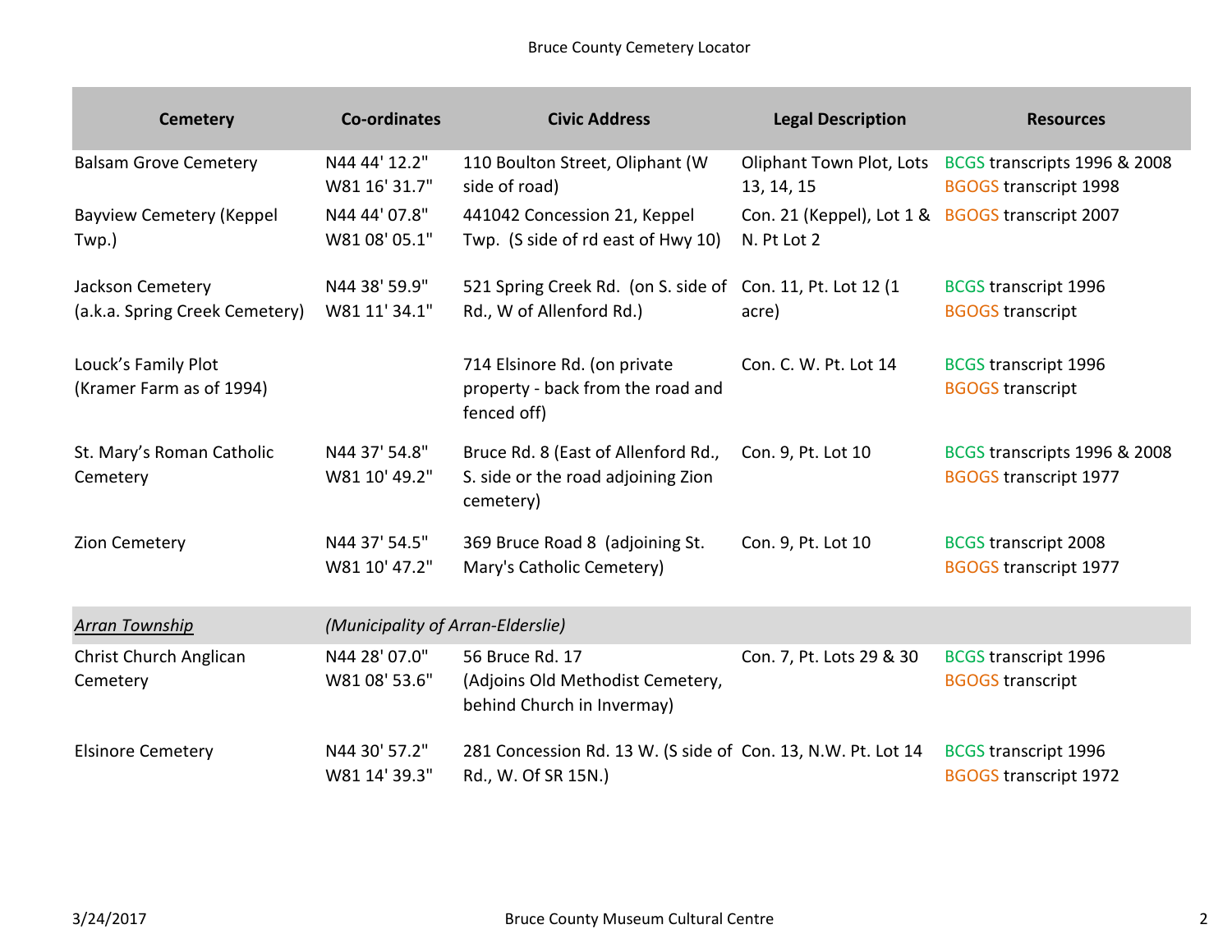| Cemetery | Co-ordinates | Civic Address | Legal Description | Resources |
| --- | --- | --- | --- | --- |
| Balsam Grove Cemetery | N44 44' 12.2" W81 16' 31.7" | 110 Boulton Street, Oliphant (W side of road) | Oliphant Town Plot, Lots 13, 14, 15 | BCGS transcripts 1996 & 2008 BGOGS transcript 1998 |
| Bayview Cemetery (Keppel Twp.) | N44 44' 07.8" W81 08' 05.1" | 441042 Concession 21, Keppel Twp. (S side of rd east of Hwy 10) | Con. 21 (Keppel), Lot 1 & N. Pt Lot 2 | BGOGS transcript 2007 |
| Jackson Cemetery (a.k.a. Spring Creek Cemetery) | N44 38' 59.9" W81 11' 34.1" | 521 Spring Creek Rd. (on S. side of Rd., W of Allenford Rd.) | Con. 11, Pt. Lot 12 (1 acre) | BCGS transcript 1996 BGOGS transcript |
| Louck's Family Plot (Kramer Farm as of 1994) | | 714 Elsinore Rd. (on private property - back from the road and fenced off) | Con. C. W. Pt. Lot 14 | BCGS transcript 1996 BGOGS transcript |
| St. Mary's Roman Catholic Cemetery | N44 37' 54.8" W81 10' 49.2" | Bruce Rd. 8 (East of Allenford Rd., S. side or the road adjoining Zion cemetery) | Con. 9, Pt. Lot 10 | BCGS transcripts 1996 & 2008 BGOGS transcript 1977 |
| Zion Cemetery | N44 37' 54.5" W81 10' 47.2" | 369 Bruce Road 8 (adjoining St. Mary's Catholic Cemetery) | Con. 9, Pt. Lot 10 | BCGS transcript 2008 BGOGS transcript 1977 |
| *Arran Township* | *(Municipality of Arran-Elderslie)* | | | |
| Christ Church Anglican Cemetery | N44 28' 07.0" W81 08' 53.6" | 56 Bruce Rd. 17 (Adjoins Old Methodist Cemetery, behind Church in Invermay) | Con. 7, Pt. Lots 29 & 30 | BCGS transcript 1996 BGOGS transcript |
| Elsinore Cemetery | N44 30' 57.2" W81 14' 39.3" | 281 Concession Rd. 13 W. (S side of Rd., W. Of SR 15N.) | Con. 13, N.W. Pt. Lot 14 | BCGS transcript 1996 BGOGS transcript 1972 |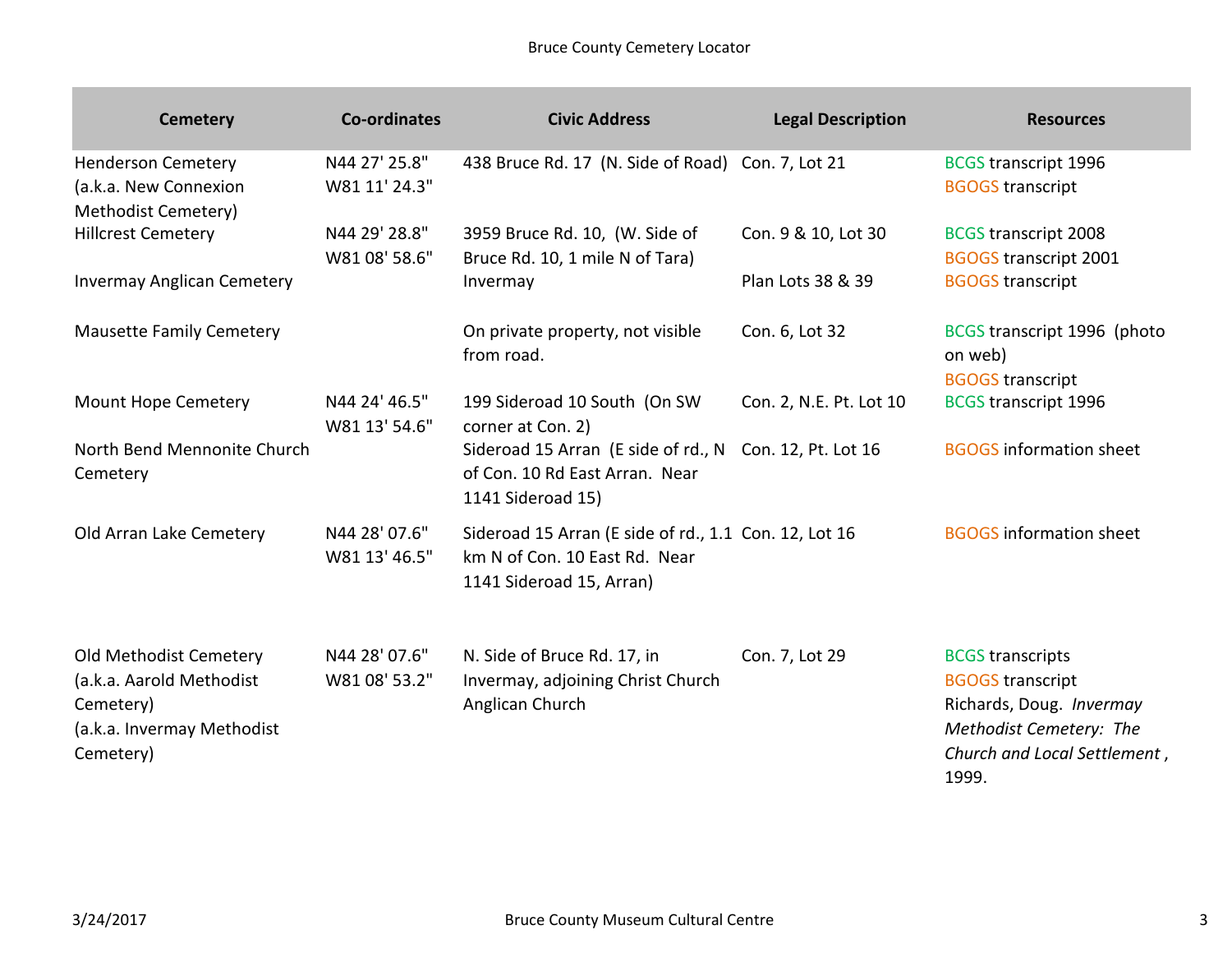| Cemetery | Co-ordinates | Civic Address | Legal Description | Resources |
|---|---|---|---|---|
| Henderson Cemetery (a.k.a. New Connexion Methodist Cemetery) | N44 27' 25.8" W81 11' 24.3" | 438 Bruce Rd. 17 (N. Side of Road) | Con. 7, Lot 21 | BCGS transcript 1996<br>BGOGS transcript |
| Hillcrest Cemetery | N44 29' 28.8" W81 08' 58.6" | 3959 Bruce Rd. 10, (W. Side of Bruce Rd. 10, 1 mile N of Tara) | Con. 9 & 10, Lot 30 | BCGS transcript 2008<br>BGOGS transcript 2001 |
| Invermay Anglican Cemetery | | Invermay | Plan Lots 38 & 39 | BGOGS transcript |
| Mausette Family Cemetery | | On private property, not visible from road. | Con. 6, Lot 32 | BCGS transcript 1996 (photo on web)<br>BGOGS transcript |
| Mount Hope Cemetery | N44 24' 46.5" W81 13' 54.6" | 199 Sideroad 10 South (On SW corner at Con. 2) | Con. 2, N.E. Pt. Lot 10 | BCGS transcript 1996 |
| North Bend Mennonite Church Cemetery | | Sideroad 15 Arran (E side of rd., N of Con. 10 Rd East Arran. Near 1141 Sideroad 15) | Con. 12, Pt. Lot 16 | BGOGS information sheet |
| Old Arran Lake Cemetery | N44 28' 07.6" W81 13' 46.5" | Sideroad 15 Arran (E side of rd., 1.1 km N of Con. 10 East Rd. Near 1141 Sideroad 15, Arran) | Con. 12, Lot 16 | BGOGS information sheet |
| Old Methodist Cemetery (a.k.a. Aarold Methodist Cemetery) (a.k.a. Invermay Methodist Cemetery) | N44 28' 07.6" W81 08' 53.2" | N. Side of Bruce Rd. 17, in Invermay, adjoining Christ Church Anglican Church | Con. 7, Lot 29 | BCGS transcripts<br>BGOGS transcript<br>Richards, Doug. *Invermay Methodist Cemetery: The Church and Local Settlement*, 1999. |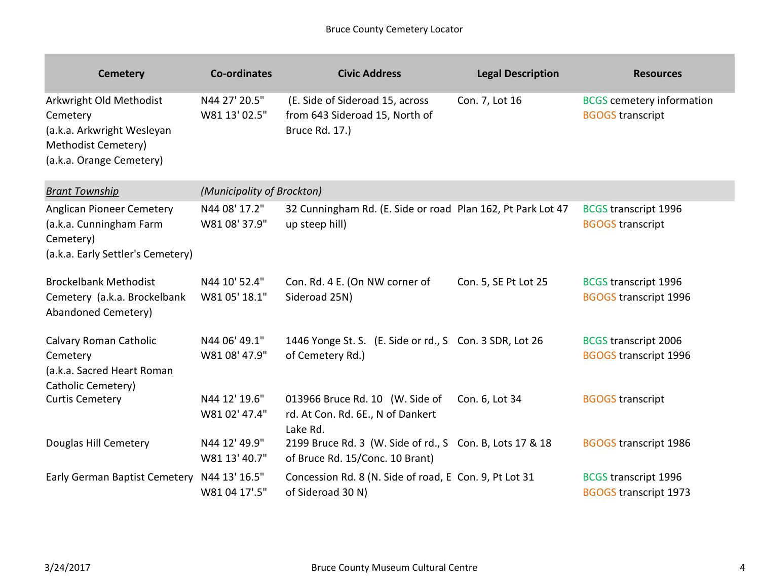| Cemetery | Co-ordinates | Civic Address | Legal Description | Resources |
|---|---|---|---|---|
| Arkwright Old Methodist Cemetery (a.k.a. Arkwright Wesleyan Methodist Cemetery) (a.k.a. Orange Cemetery) | N44 27' 20.5" W81 13' 02.5" | (E. Side of Sideroad 15, across from 643 Sideroad 15, North of Bruce Rd. 17.) | Con. 7, Lot 16 | BCGS cemetery information<br>BGOGS transcript |
| *Brant Township* | *(Municipality of Brockton)* | | | |
| Anglican Pioneer Cemetery (a.k.a. Cunningham Farm Cemetery) (a.k.a. Early Settler's Cemetery) | N44 08' 17.2" W81 08' 37.9" | 32 Cunningham Rd. (E. Side or road up steep hill) | Plan 162, Pt Park Lot 47 | BCGS transcript 1996<br>BGOGS transcript |
| Brockelbank Methodist Cemetery (a.k.a. Brockelbank Abandoned Cemetery) | N44 10' 52.4" W81 05' 18.1" | Con. Rd. 4 E. (On NW corner of Sideroad 25N) | Con. 5, SE Pt Lot 25 | BCGS transcript 1996<br>BGOGS transcript 1996 |
| Calvary Roman Catholic Cemetery (a.k.a. Sacred Heart Roman Catholic Cemetery) | N44 06' 49.1" W81 08' 47.9" | 1446 Yonge St. S. (E. Side or rd., S of Cemetery Rd.) | Con. 3 SDR, Lot 26 | BCGS transcript 2006<br>BGOGS transcript 1996 |
| Curtis Cemetery | N44 12' 19.6" W81 02' 47.4" | 013966 Bruce Rd. 10 (W. Side of rd. At Con. Rd. 6E., N of Dankert Lake Rd. | Con. 6, Lot 34 | BGOGS transcript |
| Douglas Hill Cemetery | N44 12' 49.9" W81 13' 40.7" | 2199 Bruce Rd. 3 (W. Side of rd., S of Bruce Rd. 15/Conc. 10 Brant) | Con. B, Lots 17 & 18 | BGOGS transcript 1986 |
| Early German Baptist Cemetery | N44 13' 16.5" W81 04 17'.5" | Concession Rd. 8 (N. Side of road, E of Sideroad 30 N) | Con. 9, Pt Lot 31 | BCGS transcript 1996<br>BGOGS transcript 1973 |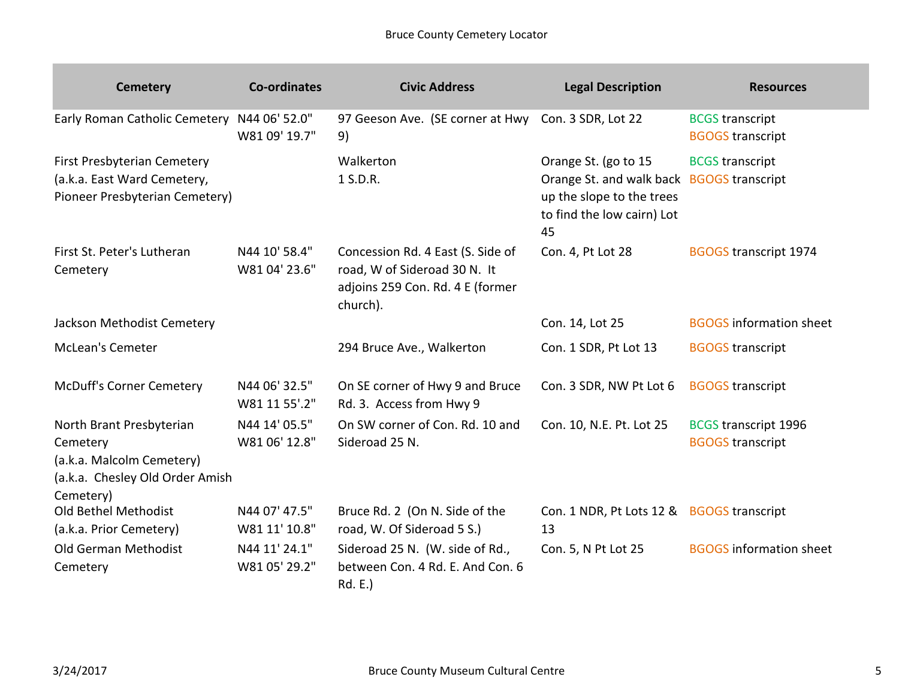| Cemetery | Co-ordinates | Civic Address | Legal Description | Resources |
|---|---|---|---|---|
| Early Roman Catholic Cemetery | N44 06' 52.0" W81 09' 19.7" | 97 Geeson Ave. (SE corner at Hwy 9) | Con. 3 SDR, Lot 22 | BCGS transcript<br>BGOGS transcript |
| First Presbyterian Cemetery (a.k.a. East Ward Cemetery, Pioneer Presbyterian Cemetery) | | Walkerton<br>1 S.D.R. | Orange St. (go to 15 Orange St. and walk back up the slope to the trees to find the low cairn) Lot 45 | BCGS transcript<br>BGOGS transcript |
| First St. Peter's Lutheran Cemetery | N44 10' 58.4" W81 04' 23.6" | Concession Rd. 4 East (S. Side of road, W of Sideroad 30 N. It adjoins 259 Con. Rd. 4 E (former church). | Con. 4, Pt Lot 28 | BGOGS transcript 1974 |
| Jackson Methodist Cemetery | | | Con. 14, Lot 25 | BGOGS information sheet |
| McLean's Cemeter | | 294 Bruce Ave., Walkerton | Con. 1 SDR, Pt Lot 13 | BGOGS transcript |
| McDuff's Corner Cemetery | N44 06' 32.5" W81 11 55'.2" | On SE corner of Hwy 9 and Bruce Rd. 3. Access from Hwy 9 | Con. 3 SDR, NW Pt Lot 6 | BGOGS transcript |
| North Brant Presbyterian Cemetery (a.k.a. Malcolm Cemetery) (a.k.a. Chesley Old Order Amish Cemetery) | N44 14' 05.5" W81 06' 12.8" | On SW corner of Con. Rd. 10 and Sideroad 25 N. | Con. 10, N.E. Pt. Lot 25 | BCGS transcript 1996<br>BGOGS transcript |
| Old Bethel Methodist (a.k.a. Prior Cemetery) | N44 07' 47.5" W81 11' 10.8" | Bruce Rd. 2 (On N. Side of the road, W. Of Sideroad 5 S.) | Con. 1 NDR, Pt Lots 12 & 13 | BGOGS transcript |
| Old German Methodist Cemetery | N44 11' 24.1" W81 05' 29.2" | Sideroad 25 N. (W. side of Rd., between Con. 4 Rd. E. And Con. 6 Rd. E.) | Con. 5, N Pt Lot 25 | BGOGS information sheet |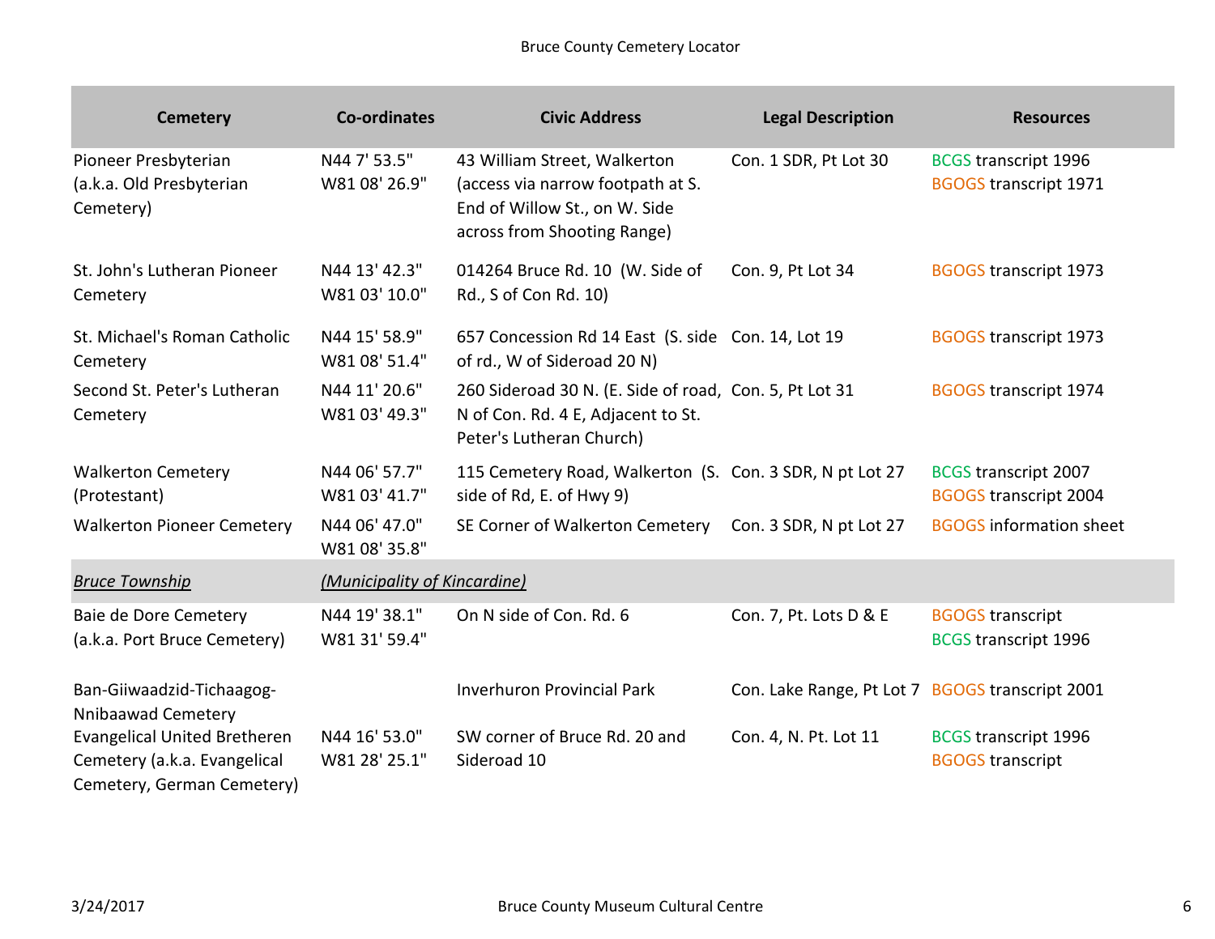| Cemetery | Co-ordinates | Civic Address | Legal Description | Resources |
|---|---|---|---|---|
| Pioneer Presbyterian (a.k.a. Old Presbyterian Cemetery) | N44 7' 53.5" W81 08' 26.9" | 43 William Street, Walkerton (access via narrow footpath at S. End of Willow St., on W. Side across from Shooting Range) | Con. 1 SDR, Pt Lot 30 | BCGS transcript 1996 BGOGS transcript 1971 |
| St. John's Lutheran Pioneer Cemetery | N44 13' 42.3" W81 03' 10.0" | 014264 Bruce Rd. 10 (W. Side of Rd., S of Con Rd. 10) | Con. 9, Pt Lot 34 | BGOGS transcript 1973 |
| St. Michael's Roman Catholic Cemetery | N44 15' 58.9" W81 08' 51.4" | 657 Concession Rd 14 East (S. side of rd., W of Sideroad 20 N) | Con. 14, Lot 19 | BGOGS transcript 1973 |
| Second St. Peter's Lutheran Cemetery | N44 11' 20.6" W81 03' 49.3" | 260 Sideroad 30 N. (E. Side of road, N of Con. Rd. 4 E, Adjacent to St. Peter's Lutheran Church) | Con. 5, Pt Lot 31 | BGOGS transcript 1974 |
| Walkerton Cemetery (Protestant) | N44 06' 57.7" W81 03' 41.7" | 115 Cemetery Road, Walkerton (S. side of Rd, E. of Hwy 9) | Con. 3 SDR, N pt Lot 27 | BCGS transcript 2007 BGOGS transcript 2004 |
| Walkerton Pioneer Cemetery | N44 06' 47.0" W81 08' 35.8" | SE Corner of Walkerton Cemetery | Con. 3 SDR, N pt Lot 27 | BGOGS information sheet |
| *Bruce Township* | *(Municipality of Kincardine)* | | | |
| Baie de Dore Cemetery (a.k.a. Port Bruce Cemetery) | N44 19' 38.1" W81 31' 59.4" | On N side of Con. Rd. 6 | Con. 7, Pt. Lots D & E | BGOGS transcript BCGS transcript 1996 |
| Ban-Giiwaadzid-Tichaagog-Nnibaawad Cemetery | | Inverhuron Provincial Park | Con. Lake Range, Pt Lot 7 | BGOGS transcript 2001 |
| Evangelical United Bretheren Cemetery (a.k.a. Evangelical Cemetery, German Cemetery) | N44 16' 53.0" W81 28' 25.1" | SW corner of Bruce Rd. 20 and Sideroad 10 | Con. 4, N. Pt. Lot 11 | BCGS transcript 1996 BGOGS transcript |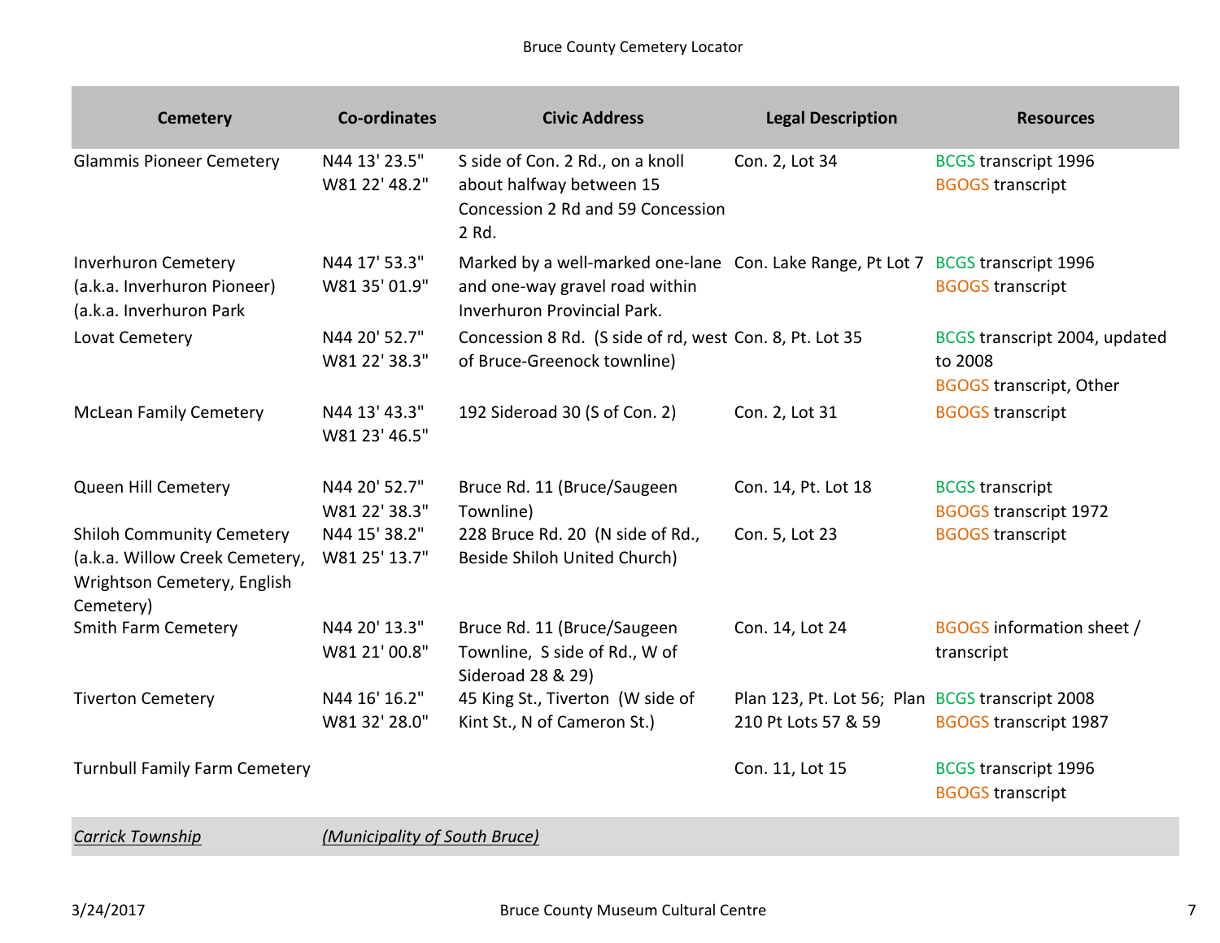| Cemetery | Co-ordinates | Civic Address | Legal Description | Resources |
| --- | --- | --- | --- | --- |
| Glammis Pioneer Cemetery | N44 13' 23.5" W81 22' 48.2" | S side of Con. 2 Rd., on a knoll about halfway between 15 Concession 2 Rd and 59 Concession 2 Rd. | Con. 2, Lot 34 | BCGS transcript 1996<br>BGOGS transcript |
| Inverhuron Cemetery (a.k.a. Inverhuron Pioneer) (a.k.a. Inverhuron Park | N44 17' 53.3" W81 35' 01.9" | Marked by a well-marked one-lane and one-way gravel road within Inverhuron Provincial Park. | Con. Lake Range, Pt Lot 7 | BCGS transcript 1996<br>BGOGS transcript |
| Lovat Cemetery | N44 20' 52.7" W81 22' 38.3" | Concession 8 Rd. (S side of rd, west of Bruce-Greenock townline) | Con. 8, Pt. Lot 35 | BCGS transcript 2004, updated to 2008<br>BGOGS transcript, Other |
| McLean Family Cemetery | N44 13' 43.3" W81 23' 46.5" | 192 Sideroad 30 (S of Con. 2) | Con. 2, Lot 31 | BGOGS transcript |
| Queen Hill Cemetery | N44 20' 52.7" W81 22' 38.3" | Bruce Rd. 11 (Bruce/Saugeen Townline) | Con. 14, Pt. Lot 18 | BCGS transcript<br>BGOGS transcript 1972 |
| Shiloh Community Cemetery (a.k.a. Willow Creek Cemetery, Wrightson Cemetery, English Cemetery) | N44 15' 38.2" W81 25' 13.7" | 228 Bruce Rd. 20 (N side of Rd., Beside Shiloh United Church) | Con. 5, Lot 23 | BGOGS transcript |
| Smith Farm Cemetery | N44 20' 13.3" W81 21' 00.8" | Bruce Rd. 11 (Bruce/Saugeen Townline, S side of Rd., W of Sideroad 28 & 29) | Con. 14, Lot 24 | BGOGS information sheet / transcript |
| Tiverton Cemetery | N44 16' 16.2" W81 32' 28.0" | 45 King St., Tiverton (W side of Kint St., N of Cameron St.) | Plan 123, Pt. Lot 56; Plan 210 Pt Lots 57 & 59 | BCGS transcript 2008<br>BGOGS transcript 1987 |
| Turnbull Family Farm Cemetery | | | Con. 11, Lot 15 | BCGS transcript 1996<br>BGOGS transcript |
| ***Carrick Township*** | ***(Municipality of South Bruce)*** | | | |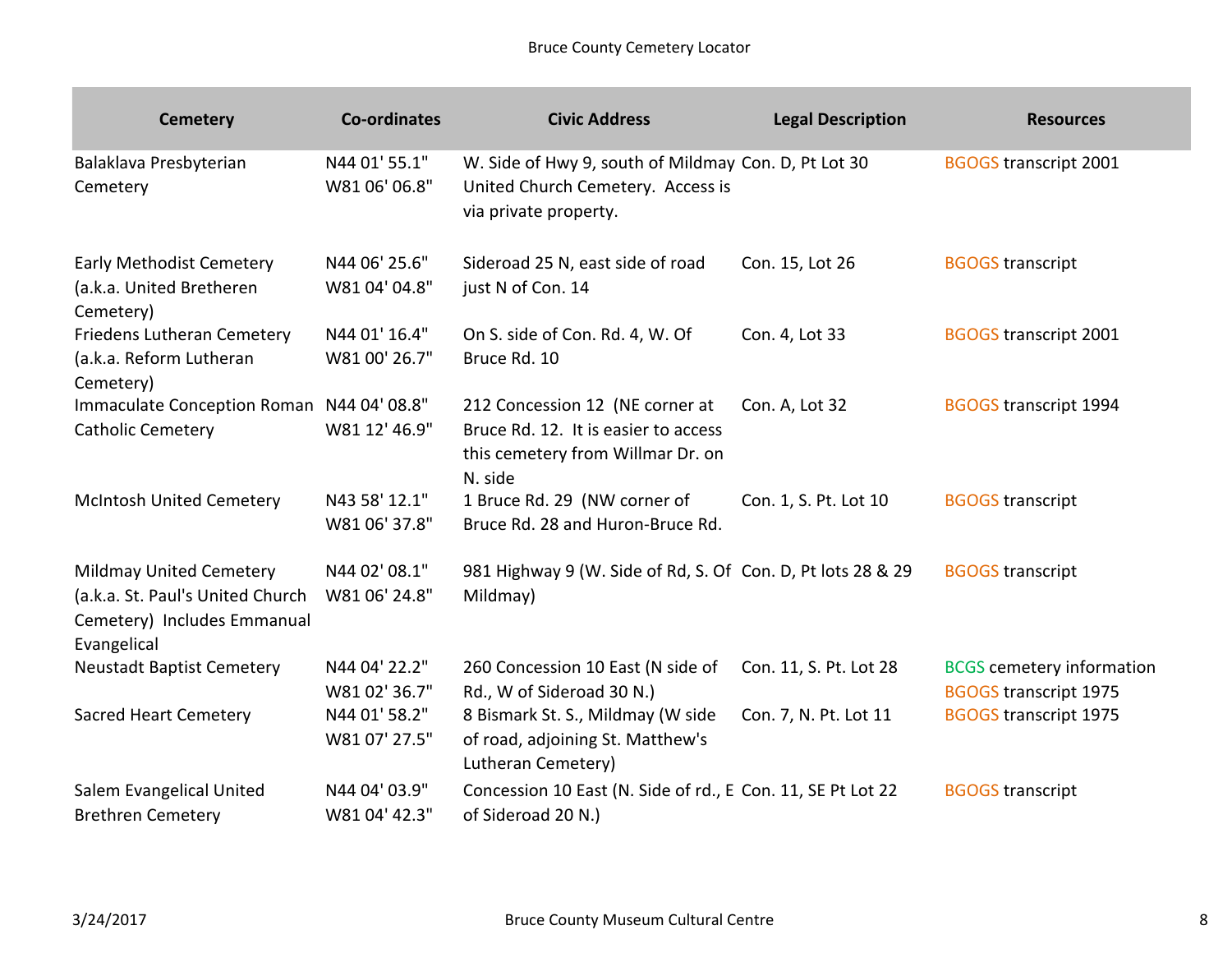| Cemetery | Co-ordinates | Civic Address | Legal Description | Resources |
|---|---|---|---|---|
| Balaklava Presbyterian Cemetery | N44 01' 55.1" W81 06' 06.8" | W. Side of Hwy 9, south of Mildmay United Church Cemetery. Access is via private property. | Con. D, Pt Lot 30 | BGOGS transcript 2001 |
| Early Methodist Cemetery (a.k.a. United Bretheren Cemetery) | N44 06' 25.6" W81 04' 04.8" | Sideroad 25 N, east side of road just N of Con. 14 | Con. 15, Lot 26 | BGOGS transcript |
| Friedens Lutheran Cemetery (a.k.a. Reform Lutheran Cemetery) | N44 01' 16.4" W81 00' 26.7" | On S. side of Con. Rd. 4, W. Of Bruce Rd. 10 | Con. 4, Lot 33 | BGOGS transcript 2001 |
| Immaculate Conception Roman Catholic Cemetery | N44 04' 08.8" W81 12' 46.9" | 212 Concession 12 (NE corner at Bruce Rd. 12. It is easier to access this cemetery from Willmar Dr. on N. side | Con. A, Lot 32 | BGOGS transcript 1994 |
| McIntosh United Cemetery | N43 58' 12.1" W81 06' 37.8" | 1 Bruce Rd. 29 (NW corner of Bruce Rd. 28 and Huron-Bruce Rd. | Con. 1, S. Pt. Lot 10 | BGOGS transcript |
| Mildmay United Cemetery (a.k.a. St. Paul's United Church Cemetery) Includes Emmanual Evangelical | N44 02' 08.1" W81 06' 24.8" | 981 Highway 9 (W. Side of Rd, S. Of Mildmay) | Con. D, Pt lots 28 & 29 | BGOGS transcript |
| Neustadt Baptist Cemetery | N44 04' 22.2" W81 02' 36.7" | 260 Concession 10 East (N side of Rd., W of Sideroad 30 N.) | Con. 11, S. Pt. Lot 28 | BCGS cemetery information BGOGS transcript 1975 |
| Sacred Heart Cemetery | N44 01' 58.2" W81 07' 27.5" | 8 Bismark St. S., Mildmay (W side of road, adjoining St. Matthew's Lutheran Cemetery) | Con. 7, N. Pt. Lot 11 | BGOGS transcript 1975 |
| Salem Evangelical United Brethren Cemetery | N44 04' 03.9" W81 04' 42.3" | Concession 10 East (N. Side of rd., E of Sideroad 20 N.) | Con. 11, SE Pt Lot 22 | BGOGS transcript |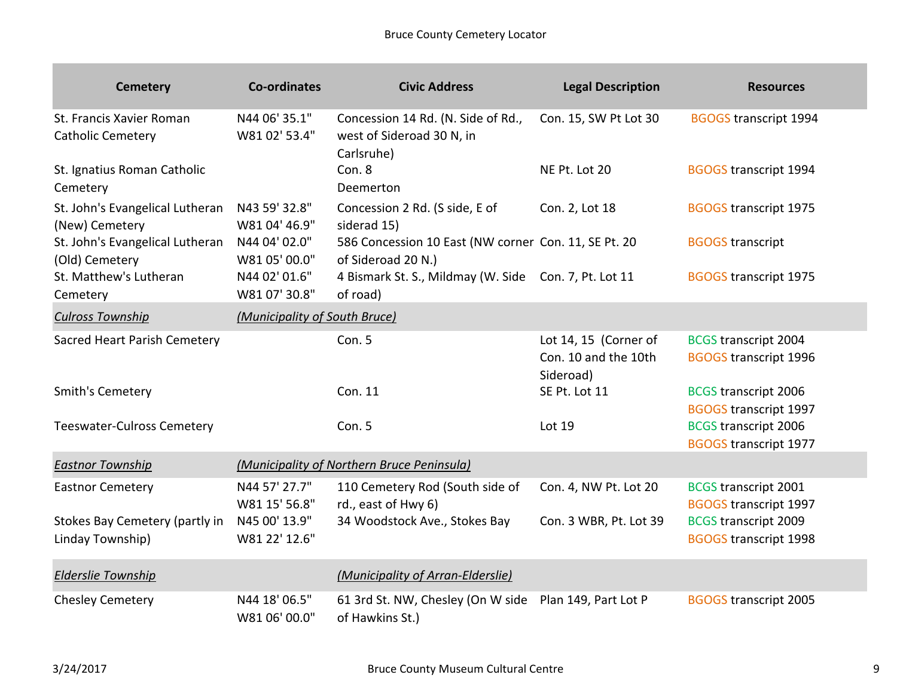| Cemetery | Co-ordinates | Civic Address | Legal Description | Resources |
|---|---|---|---|---|
| St. Francis Xavier Roman Catholic Cemetery | N44 06' 35.1" W81 02' 53.4" | Concession 14 Rd. (N. Side of Rd., west of Sideroad 30 N, in Carlsruhe) | Con. 15, SW Pt Lot 30 | BGOGS transcript 1994 |
| St. Ignatius Roman Catholic Cemetery | | Con. 8 Deemerton | NE Pt. Lot 20 | BGOGS transcript 1994 |
| St. John's Evangelical Lutheran (New) Cemetery | N43 59' 32.8" W81 04' 46.9" | Concession 2 Rd. (S side, E of siderad 15) | Con. 2, Lot 18 | BGOGS transcript 1975 |
| St. John's Evangelical Lutheran (Old) Cemetery | N44 04' 02.0" W81 05' 00.0" | 586 Concession 10 East (NW corner of Sideroad 20 N.) | Con. 11, SE Pt. 20 | BGOGS transcript |
| St. Matthew's Lutheran Cemetery | N44 02' 01.6" W81 07' 30.8" | 4 Bismark St. S., Mildmay (W. Side of road) | Con. 7, Pt. Lot 11 | BGOGS transcript 1975 |
| ***Culross Township*** | ***(Municipality of South Bruce)*** | | | |
| Sacred Heart Parish Cemetery | | Con. 5 | Lot 14, 15 (Corner of Con. 10 and the 10th Sideroad) | BCGS transcript 2004<br>BGOGS transcript 1996 |
| Smith's Cemetery | | Con. 11 | SE Pt. Lot 11 | BCGS transcript 2006<br>BGOGS transcript 1997 |
| Teeswater-Culross Cemetery | | Con. 5 | Lot 19 | BCGS transcript 2006<br>BGOGS transcript 1977 |
| ***Eastnor Township*** | ***(Municipality of Northern Bruce Peninsula)*** | | | |
| Eastnor Cemetery | N44 57' 27.7" W81 15' 56.8" | 110 Cemetery Rod (South side of rd., east of Hwy 6) | Con. 4, NW Pt. Lot 20 | BCGS transcript 2001<br>BGOGS transcript 1997 |
| Stokes Bay Cemetery (partly in Linday Township) | N45 00' 13.9" W81 22' 12.6" | 34 Woodstock Ave., Stokes Bay | Con. 3 WBR, Pt. Lot 39 | BCGS transcript 2009<br>BGOGS transcript 1998 |
| ***Elderslie Township*** | | ***(Municipality of Arran-Elderslie)*** | | |
| Chesley Cemetery | N44 18' 06.5" W81 06' 00.0" | 61 3rd St. NW, Chesley (On W side of Hawkins St.) | Plan 149, Part Lot P | BGOGS transcript 2005 |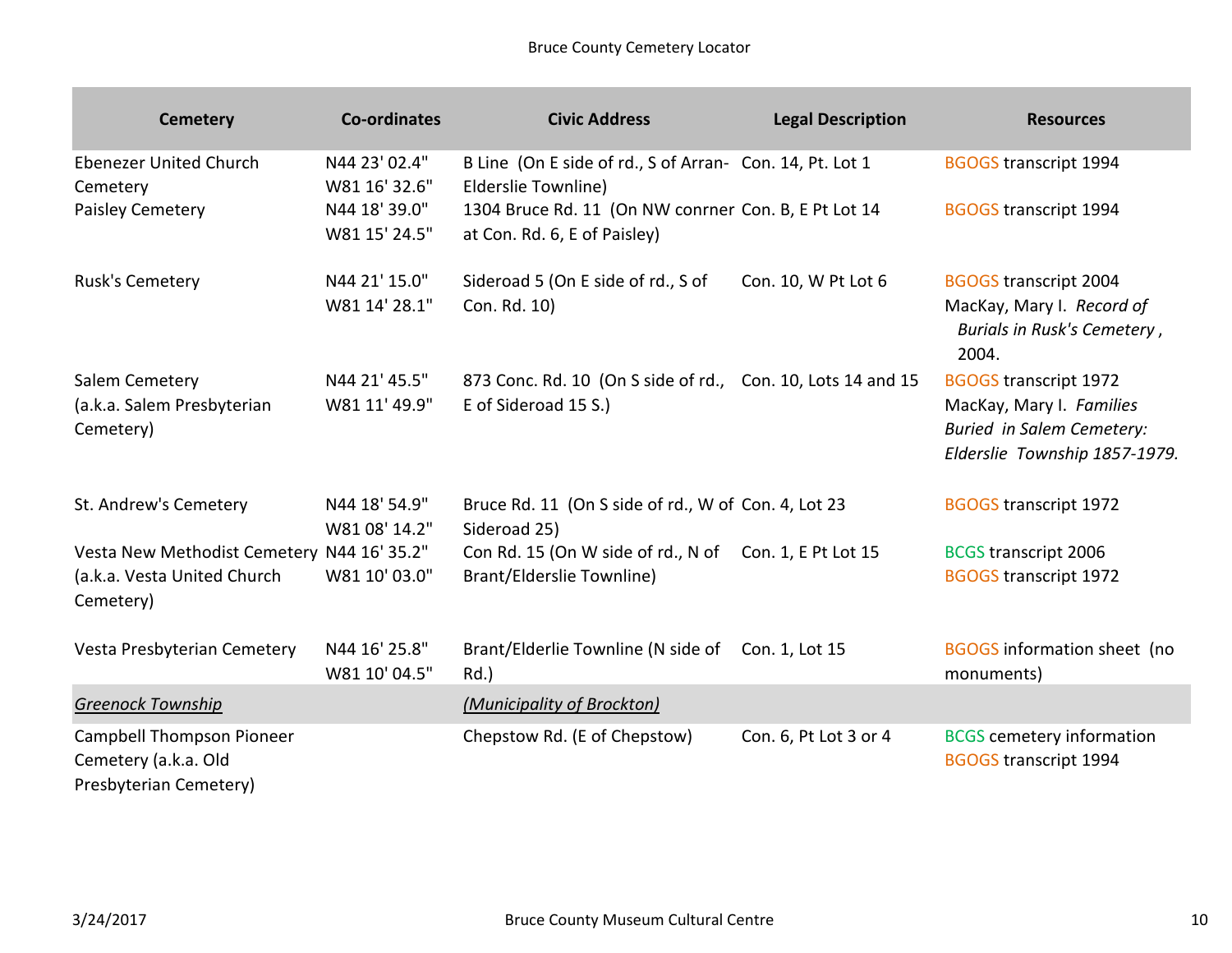| Cemetery | Co-ordinates | Civic Address | Legal Description | Resources |
|---|---|---|---|---|
| Ebenezer United Church Cemetery | N44 23' 02.4" W81 16' 32.6" | B Line (On E side of rd., S of Arran-Elderslie Townline) | Con. 14, Pt. Lot 1 | BGOGS transcript 1994 |
| Paisley Cemetery | N44 18' 39.0" W81 15' 24.5" | 1304 Bruce Rd. 11 (On NW conrner at Con. Rd. 6, E of Paisley) | Con. B, E Pt Lot 14 | BGOGS transcript 1994 |
| Rusk's Cemetery | N44 21' 15.0" W81 14' 28.1" | Sideroad 5 (On E side of rd., S of Con. Rd. 10) | Con. 10, W Pt Lot 6 | BGOGS transcript 2004<br>MacKay, Mary I. *Record of Burials in Rusk's Cemetery*, 2004. |
| Salem Cemetery (a.k.a. Salem Presbyterian Cemetery) | N44 21' 45.5" W81 11' 49.9" | 873 Conc. Rd. 10 (On S side of rd., E of Sideroad 15 S.) | Con. 10, Lots 14 and 15 | BGOGS transcript 1972<br>MacKay, Mary I. *Families Buried in Salem Cemetery: Elderslie Township 1857-1979.* |
| St. Andrew's Cemetery | N44 18' 54.9" W81 08' 14.2" | Bruce Rd. 11 (On S side of rd., W of Sideroad 25) | Con. 4, Lot 23 | BGOGS transcript 1972 |
| Vesta New Methodist Cemetery (a.k.a. Vesta United Church Cemetery) | N44 16' 35.2" W81 10' 03.0" | Con Rd. 15 (On W side of rd., N of Brant/Elderslie Townline) | Con. 1, E Pt Lot 15 | BCGS transcript 2006<br>BGOGS transcript 1972 |
| Vesta Presbyterian Cemetery | N44 16' 25.8" W81 10' 04.5" | Brant/Elderlie Townline (N side of Rd.) | Con. 1, Lot 15 | BGOGS information sheet (no monuments) |
| ***Greenock Township*** | | ***(Municipality of Brockton)*** | | |
| Campbell Thompson Pioneer Cemetery (a.k.a. Old Presbyterian Cemetery) | | Chepstow Rd. (E of Chepstow) | Con. 6, Pt Lot 3 or 4 | BCGS cemetery information<br>BGOGS transcript 1994 |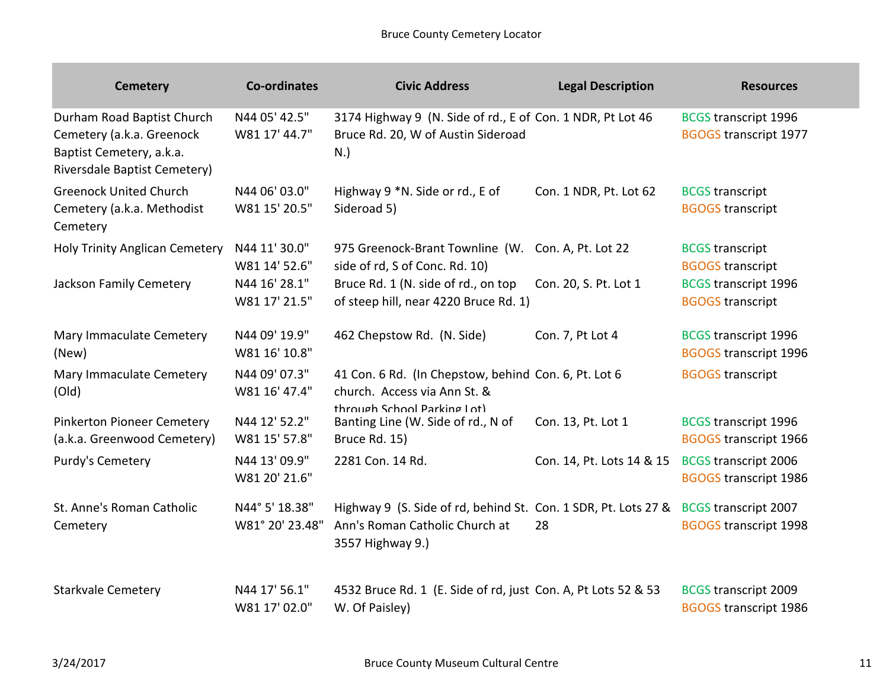| Cemetery | Co-ordinates | Civic Address | Legal Description | Resources |
|---|---|---|---|---|
| Durham Road Baptist Church Cemetery (a.k.a. Greenock Baptist Cemetery, a.k.a. Riversdale Baptist Cemetery) | N44 05' 42.5" W81 17' 44.7" | 3174 Highway 9 (N. Side of rd., E of Bruce Rd. 20, W of Austin Sideroad N.) | Con. 1 NDR, Pt Lot 46 | BCGS transcript 1996 BGOGS transcript 1977 |
| Greenock United Church Cemetery (a.k.a. Methodist Cemetery | N44 06' 03.0" W81 15' 20.5" | Highway 9 *N. Side or rd., E of Sideroad 5) | Con. 1 NDR, Pt. Lot 62 | BCGS transcript BGOGS transcript |
| Holy Trinity Anglican Cemetery | N44 11' 30.0" W81 14' 52.6" | 975 Greenock-Brant Townline (W. side of rd, S of Conc. Rd. 10) | Con. A, Pt. Lot 22 | BCGS transcript BGOGS transcript |
| Jackson Family Cemetery | N44 16' 28.1" W81 17' 21.5" | Bruce Rd. 1 (N. side of rd., on top of steep hill, near 4220 Bruce Rd. 1) | Con. 20, S. Pt. Lot 1 | BCGS transcript 1996 BGOGS transcript |
| Mary Immaculate Cemetery (New) | N44 09' 19.9" W81 16' 10.8" | 462 Chepstow Rd. (N. Side) | Con. 7, Pt Lot 4 | BCGS transcript 1996 BGOGS transcript 1996 |
| Mary Immaculate Cemetery (Old) | N44 09' 07.3" W81 16' 47.4" | 41 Con. 6 Rd. (In Chepstow, behind church. Access via Ann St. & through School Parking Lot) | Con. 6, Pt. Lot 6 | BGOGS transcript |
| Pinkerton Pioneer Cemetery (a.k.a. Greenwood Cemetery) | N44 12' 52.2" W81 15' 57.8" | Banting Line (W. Side of rd., N of Bruce Rd. 15) | Con. 13, Pt. Lot 1 | BCGS transcript 1996 BGOGS transcript 1966 |
| Purdy's Cemetery | N44 13' 09.9" W81 20' 21.6" | 2281 Con. 14 Rd. | Con. 14, Pt. Lots 14 & 15 | BCGS transcript 2006 BGOGS transcript 1986 |
| St. Anne's Roman Catholic Cemetery | N44° 5' 18.38" W81° 20' 23.48" | Highway 9 (S. Side of rd, behind St. Ann's Roman Catholic Church at 3557 Highway 9.) | Con. 1 SDR, Pt. Lots 27 & 28 | BCGS transcript 2007 BGOGS transcript 1998 |
| Starkvale Cemetery | N44 17' 56.1" W81 17' 02.0" | 4532 Bruce Rd. 1 (E. Side of rd, just W. Of Paisley) | Con. A, Pt Lots 52 & 53 | BCGS transcript 2009 BGOGS transcript 1986 |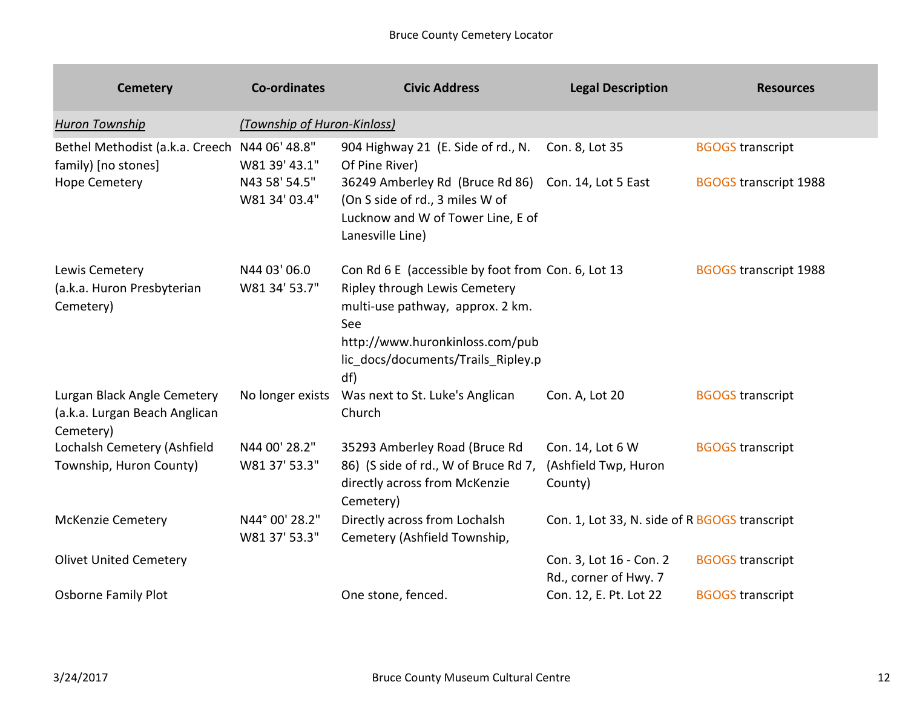| Cemetery | Co-ordinates | Civic Address | Legal Description | Resources |
|---|---|---|---|---|
| *Huron Township* | *(Township of Huron-Kinloss)* | | | |
| Bethel Methodist (a.k.a. Creech family) [no stones] | N44 06' 48.8" W81 39' 43.1" | 904 Highway 21 (E. Side of rd., N. Of Pine River) | Con. 8, Lot 35 | BGOGS transcript |
| Hope Cemetery | N43 58' 54.5" W81 34' 03.4" | 36249 Amberley Rd (Bruce Rd 86) (On S side of rd., 3 miles W of Lucknow and W of Tower Line, E of Lanesville Line) | Con. 14, Lot 5 East | BGOGS transcript 1988 |
| Lewis Cemetery (a.k.a. Huron Presbyterian Cemetery) | N44 03' 06.0 W81 34' 53.7" | Con Rd 6 E (accessible by foot from Ripley through Lewis Cemetery multi-use pathway, approx. 2 km. See http://www.huronkinloss.com/public_docs/documents/Trails_Ripley.pdf) | Con. 6, Lot 13 | BGOGS transcript 1988 |
| Lurgan Black Angle Cemetery (a.k.a. Lurgan Beach Anglican Cemetery) | No longer exists | Was next to St. Luke's Anglican Church | Con. A, Lot 20 | BGOGS transcript |
| Lochalsh Cemetery (Ashfield Township, Huron County) | N44 00' 28.2" W81 37' 53.3" | 35293 Amberley Road (Bruce Rd 86) (S side of rd., W of Bruce Rd 7, directly across from McKenzie Cemetery) | Con. 14, Lot 6 W (Ashfield Twp, Huron County) | BGOGS transcript |
| McKenzie Cemetery | N44° 00' 28.2" W81 37' 53.3" | Directly across from Lochalsh Cemetery (Ashfield Township, | Con. 1, Lot 33, N. side of R | BGOGS transcript |
| Olivet United Cemetery | | | Con. 3, Lot 16 - Con. 2 Rd., corner of Hwy. 7 | BGOGS transcript |
| Osborne Family Plot | | One stone, fenced. | Con. 12, E. Pt. Lot 22 | BGOGS transcript |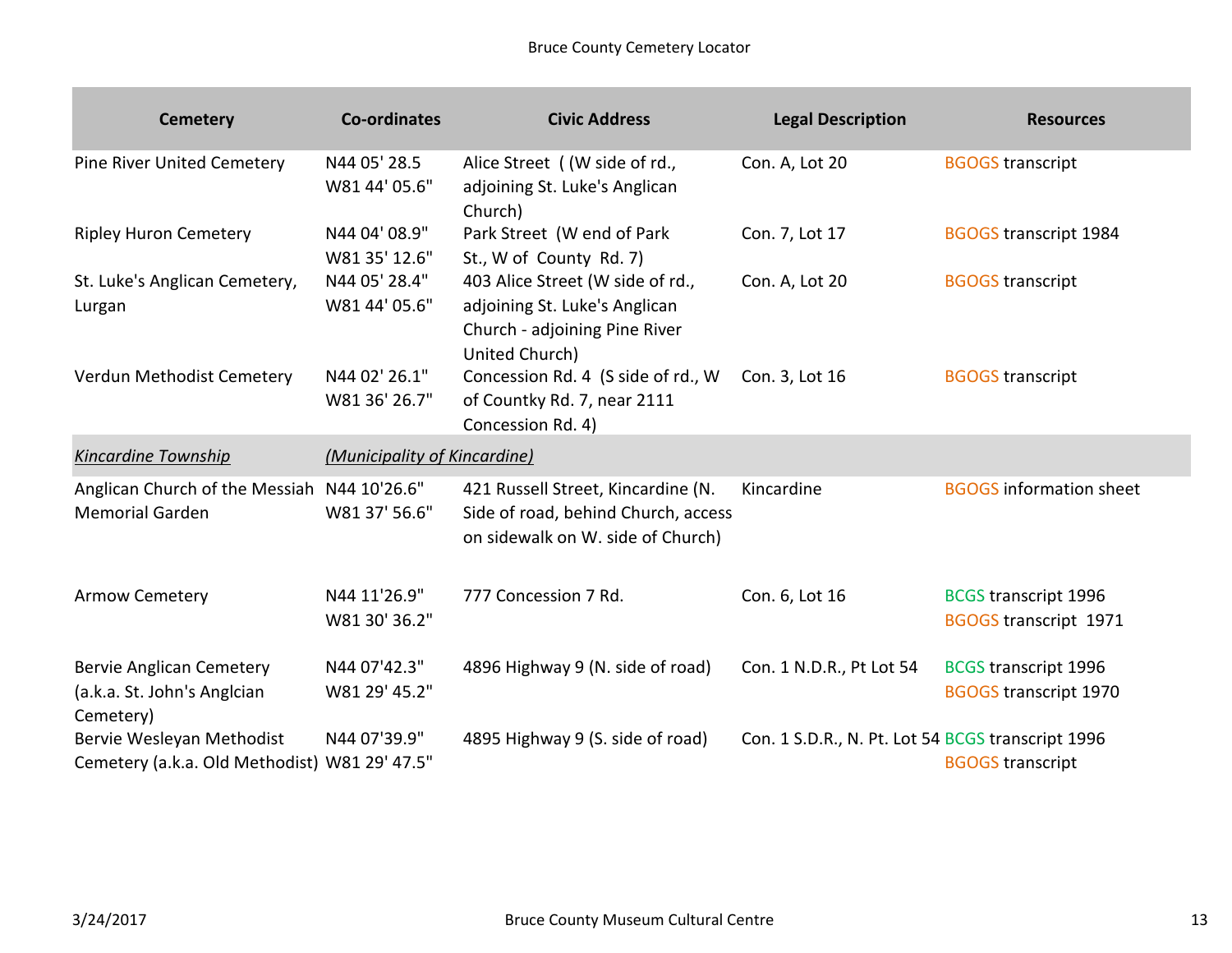| Cemetery | Co-ordinates | Civic Address | Legal Description | Resources |
|---|---|---|---|---|
| Pine River United Cemetery | N44 05' 28.5 W81 44' 05.6" | Alice Street ( (W side of rd., adjoining St. Luke's Anglican Church) | Con. A, Lot 20 | BGOGS transcript |
| Ripley Huron Cemetery | N44 04' 08.9" W81 35' 12.6" | Park Street (W end of Park St., W of County Rd. 7) | Con. 7, Lot 17 | BGOGS transcript 1984 |
| St. Luke's Anglican Cemetery, Lurgan | N44 05' 28.4" W81 44' 05.6" | 403 Alice Street (W side of rd., adjoining St. Luke's Anglican Church - adjoining Pine River United Church) | Con. A, Lot 20 | BGOGS transcript |
| Verdun Methodist Cemetery | N44 02' 26.1" W81 36' 26.7" | Concession Rd. 4 (S side of rd., W of Countky Rd. 7, near 2111 Concession Rd. 4) | Con. 3, Lot 16 | BGOGS transcript |
| *Kincardine Township* | *(Municipality of Kincardine)* | | | |
| Anglican Church of the Messiah Memorial Garden | N44 10'26.6" W81 37' 56.6" | 421 Russell Street, Kincardine (N. Side of road, behind Church, access on sidewalk on W. side of Church) | Kincardine | BGOGS information sheet |
| Armow Cemetery | N44 11'26.9" W81 30' 36.2" | 777 Concession 7 Rd. | Con. 6, Lot 16 | BCGS transcript 1996<br>BGOGS transcript 1971 |
| Bervie Anglican Cemetery (a.k.a. St. John's Anglcian Cemetery) | N44 07'42.3" W81 29' 45.2" | 4896 Highway 9 (N. side of road) | Con. 1 N.D.R., Pt Lot 54 | BCGS transcript 1996<br>BGOGS transcript 1970 |
| Bervie Wesleyan Methodist Cemetery (a.k.a. Old Methodist) | N44 07'39.9" W81 29' 47.5" | 4895 Highway 9 (S. side of road) | Con. 1 S.D.R., N. Pt. Lot 54 | BCGS transcript 1996<br>BGOGS transcript |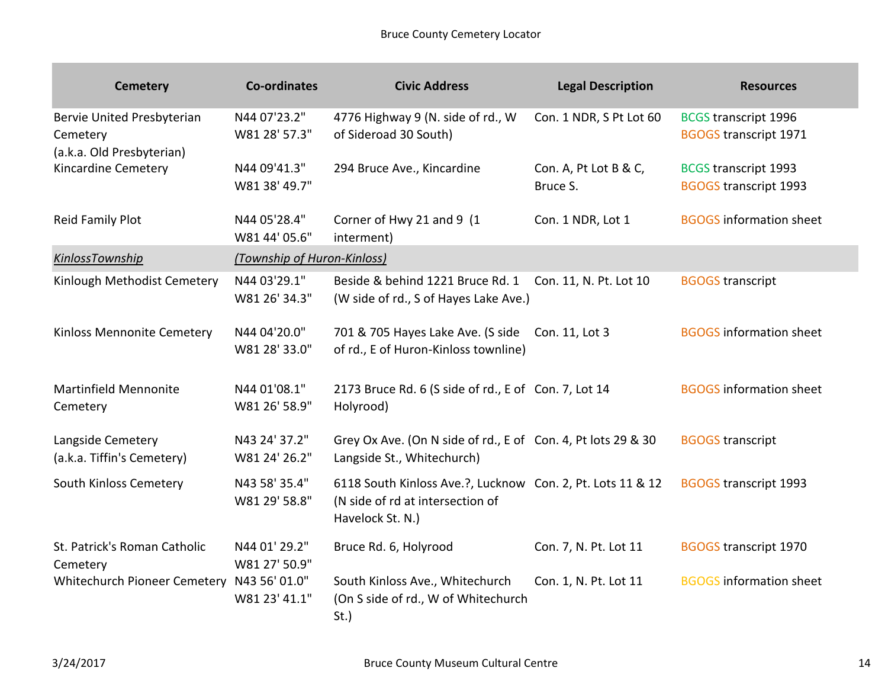| Cemetery | Co-ordinates | Civic Address | Legal Description | Resources |
|---|---|---|---|---|
| Bervie United Presbyterian Cemetery (a.k.a. Old Presbyterian) | N44 07'23.2" W81 28' 57.3" | 4776 Highway 9 (N. side of rd., W of Sideroad 30 South) | Con. 1 NDR, S Pt Lot 60 | BCGS transcript 1996 BGOGS transcript 1971 |
| Kincardine Cemetery | N44 09'41.3" W81 38' 49.7" | 294 Bruce Ave., Kincardine | Con. A, Pt Lot B & C, Bruce S. | BCGS transcript 1993 BGOGS transcript 1993 |
| Reid Family Plot | N44 05'28.4" W81 44' 05.6" | Corner of Hwy 21 and 9 (1 interment) | Con. 1 NDR, Lot 1 | BGOGS information sheet |
| *KinlossTownship* | *(Township of Huron-Kinloss)* | | | |
| Kinlough Methodist Cemetery | N44 03'29.1" W81 26' 34.3" | Beside & behind 1221 Bruce Rd. 1 (W side of rd., S of Hayes Lake Ave.) | Con. 11, N. Pt. Lot 10 | BGOGS transcript |
| Kinloss Mennonite Cemetery | N44 04'20.0" W81 28' 33.0" | 701 & 705 Hayes Lake Ave. (S side of rd., E of Huron-Kinloss townline) | Con. 11, Lot 3 | BGOGS information sheet |
| Martinfield Mennonite Cemetery | N44 01'08.1" W81 26' 58.9" | 2173 Bruce Rd. 6 (S side of rd., E of Holyrood) | Con. 7, Lot 14 | BGOGS information sheet |
| Langside Cemetery (a.k.a. Tiffin's Cemetery) | N43 24' 37.2" W81 24' 26.2" | Grey Ox Ave. (On N side of rd., E of Langside St., Whitechurch) | Con. 4, Pt lots 29 & 30 | BGOGS transcript |
| South Kinloss Cemetery | N43 58' 35.4" W81 29' 58.8" | 6118 South Kinloss Ave.?, Lucknow (N side of rd at intersection of Havelock St. N.) | Con. 2, Pt. Lots 11 & 12 | BGOGS transcript 1993 |
| St. Patrick's Roman Catholic Cemetery | N44 01' 29.2" W81 27' 50.9" | Bruce Rd. 6, Holyrood | Con. 7, N. Pt. Lot 11 | BGOGS transcript 1970 |
| Whitechurch Pioneer Cemetery | N43 56' 01.0" W81 23' 41.1" | South Kinloss Ave., Whitechurch (On S side of rd., W of Whitechurch St.) | Con. 1, N. Pt. Lot 11 | BGOGS information sheet |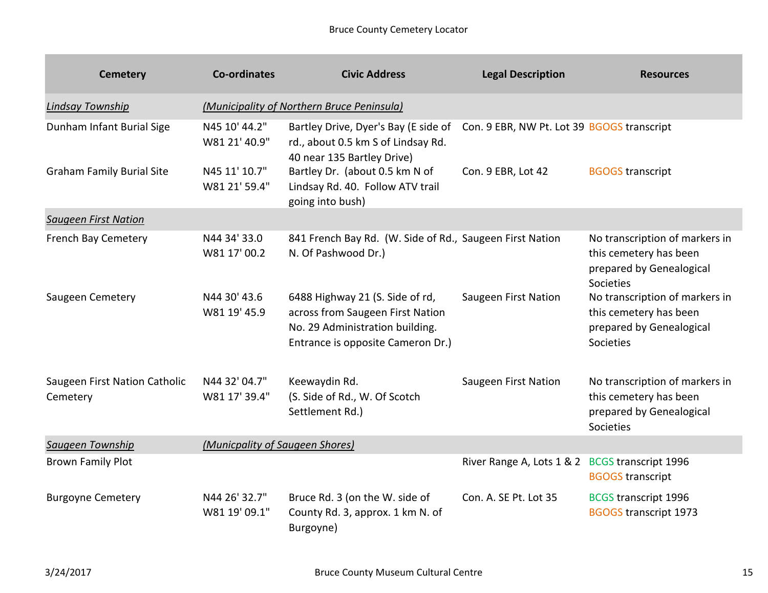| Cemetery | Co-ordinates | Civic Address | Legal Description | Resources |
|---|---|---|---|---|
| *Lindsay Township* | *(Municipality of Northern Bruce Peninsula)* | | | |
| Dunham Infant Burial Sige | N45 10' 44.2" W81 21' 40.9" | Bartley Drive, Dyer's Bay (E side of rd., about 0.5 km S of Lindsay Rd. 40 near 135 Bartley Drive) | Con. 9 EBR, NW Pt. Lot 39 | BGOGS transcript |
| Graham Family Burial Site | N45 11' 10.7" W81 21' 59.4" | Bartley Dr. (about 0.5 km N of Lindsay Rd. 40. Follow ATV trail going into bush) | Con. 9 EBR, Lot 42 | BGOGS transcript |
| *Saugeen First Nation* | | | | |
| French Bay Cemetery | N44 34' 33.0 W81 17' 00.2 | 841 French Bay Rd. (W. Side of Rd., N. Of Pashwood Dr.) | Saugeen First Nation | No transcription of markers in this cemetery has been prepared by Genealogical Societies |
| Saugeen Cemetery | N44 30' 43.6 W81 19' 45.9 | 6488 Highway 21 (S. Side of rd, across from Saugeen First Nation No. 29 Administration building. Entrance is opposite Cameron Dr.) | Saugeen First Nation | No transcription of markers in this cemetery has been prepared by Genealogical Societies |
| Saugeen First Nation Catholic Cemetery | N44 32' 04.7" W81 17' 39.4" | Keewaydin Rd. (S. Side of Rd., W. Of Scotch Settlement Rd.) | Saugeen First Nation | No transcription of markers in this cemetery has been prepared by Genealogical Societies |
| *Saugeen Township* | *(Municipality of Saugeen Shores)* | | | |
| Brown Family Plot | | | River Range A, Lots 1 & 2 | BCGS transcript 1996<br>BGOGS transcript |
| Burgoyne Cemetery | N44 26' 32.7" W81 19' 09.1" | Bruce Rd. 3 (on the W. side of County Rd. 3, approx. 1 km N. of Burgoyne) | Con. A. SE Pt. Lot 35 | BCGS transcript 1996<br>BGOGS transcript 1973 |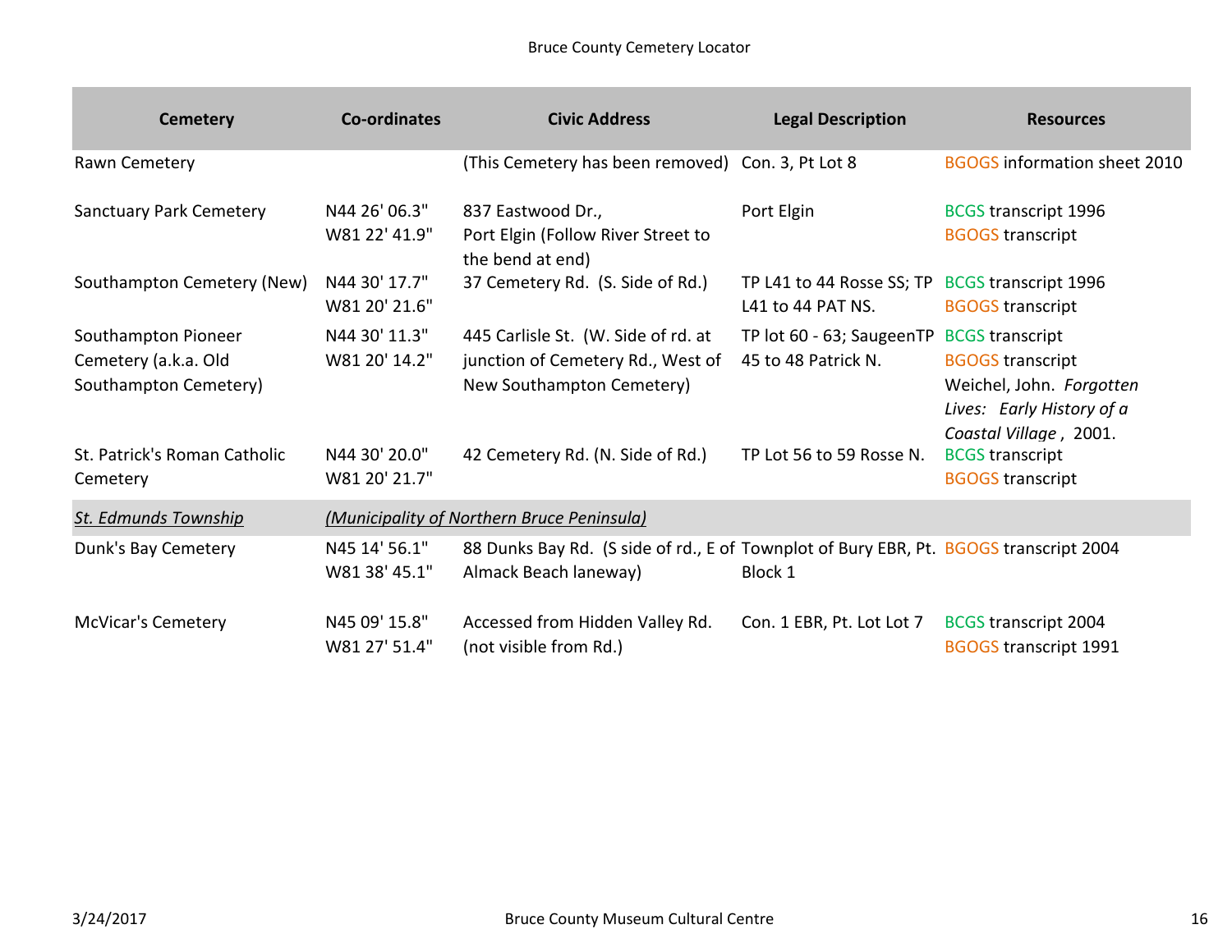| Cemetery | Co-ordinates | Civic Address | Legal Description | Resources |
|---|---|---|---|---|
| Rawn Cemetery | | (This Cemetery has been removed) | Con. 3, Pt Lot 8 | BGOGS information sheet 2010 |
| Sanctuary Park Cemetery | N44 26' 06.3" W81 22' 41.9" | 837 Eastwood Dr., Port Elgin (Follow River Street to the bend at end) | Port Elgin | BCGS transcript 1996<br>BGOGS transcript |
| Southampton Cemetery (New) | N44 30' 17.7" W81 20' 21.6" | 37 Cemetery Rd. (S. Side of Rd.) | TP L41 to 44 Rosse SS; TP L41 to 44 PAT NS. | BCGS transcript 1996<br>BGOGS transcript |
| Southampton Pioneer Cemetery (a.k.a. Old Southampton Cemetery) | N44 30' 11.3" W81 20' 14.2" | 445 Carlisle St. (W. Side of rd. at junction of Cemetery Rd., West of New Southampton Cemetery) | TP lot 60 - 63; SaugeenTP 45 to 48 Patrick N. | BCGS transcript<br>BGOGS transcript<br>Weichel, John. *Forgotten Lives: Early History of a Coastal Village*, 2001. |
| St. Patrick's Roman Catholic Cemetery | N44 30' 20.0" W81 20' 21.7" | 42 Cemetery Rd. (N. Side of Rd.) | TP Lot 56 to 59 Rosse N. | BCGS transcript<br>BGOGS transcript |
| ***St. Edmunds Township*** | ***(Municipality of Northern Bruce Peninsula)*** | | | |
| Dunk's Bay Cemetery | N45 14' 56.1" W81 38' 45.1" | 88 Dunks Bay Rd. (S side of rd., E of Almack Beach laneway) | Townplot of Bury EBR, Pt. Block 1 | BGOGS transcript 2004 |
| McVicar's Cemetery | N45 09' 15.8" W81 27' 51.4" | Accessed from Hidden Valley Rd. (not visible from Rd.) | Con. 1 EBR, Pt. Lot Lot 7 | BCGS transcript 2004<br>BGOGS transcript 1991 |